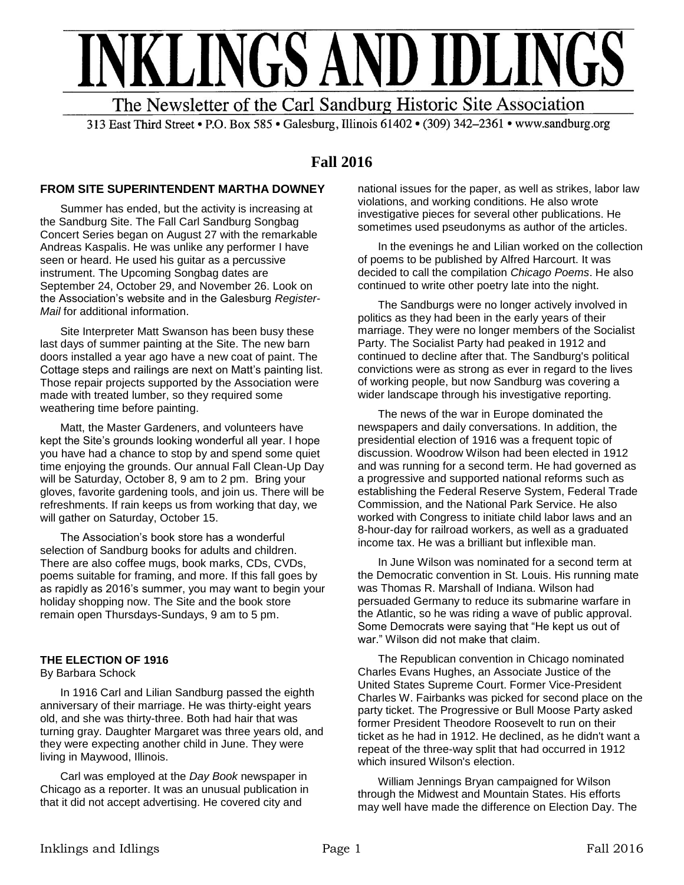# INKLINGS AND IDLINGS

The Newsletter of the Carl Sandburg Historic Site Association

313 East Third Street • P.O. Box 585 • Galesburg, Illinois 61402 • (309) 342–2361 • www.sandburg.org

## Fall 2016

### FROM SITE SUPERINTENDENT MARTHA DOWNEY

Summer has ended, but the activity is increasing at the Sandburg Site. The Fall Carl Sandburg Songbag Concert Series began on August 27 with the remarkable Andreas Kaspalis. He was unlike any performer I have seen or heard. He used his guitar as a percussive instrument. The Upcoming Songbag dates are September 24, October 29, and November 26. Look on the Association's website and in the Galesburg *Register-Mail* for additional information.

Site Interpreter Matt Swanson has been busy these last days of summer painting at the Site. The new barn doors installed a year ago have a new coat of paint. The Cottage steps and railings are next on Matt's painting list. Those repair projects supported by the Association were made with treated lumber, so they required some weathering time before painting.

Matt, the Master Gardeners, and volunteers have kept the Site's grounds looking wonderful all year. I hope you have had a chance to stop by and spend some quiet time enjoying the grounds. Our annual Fall Clean-Up Day will be Saturday, October 8, 9 am to 2 pm. Bring your gloves, favorite gardening tools, and join us. There will be refreshments. If rain keeps us from working that day, we will gather on Saturday, October 15.

The Association's book store has a wonderful selection of Sandburg books for adults and children. There are also coffee mugs, book marks, CDs, CVDs, poems suitable for framing, and more. If this fall goes by as rapidly as 2016's summer, you may want to begin your holiday shopping now. The Site and the book store remain open Thursdays-Sundays, 9 am to 5 pm.

### THE ELECTION OF 1916

By Barbara Schock

In 1916 Carl and Lilian Sandburg passed the eighth anniversary of their marriage. He was thirty-eight years old, and she was thirty-three. Both had hair that was turning gray. Daughter Margaret was three years old, and they were expecting another child in June. They were living in Maywood, Illinois.

Carl was employed at the *Day Book* newspaper in Chicago as a reporter. It was an unusual publication in that it did not accept advertising. He covered city and national issues for the paper, as well as strikes, labor law violations, and working conditions. He also wrote investigative pieces for several other publications. He sometimes used pseudonyms as author of the articles.

In the evenings he and Lilian worked on the collection of poems to be published by Alfred Harcourt. It was decided to call the compilation *Chicago Poems*. He also continued to write other poetry late into the night.

The Sandburgs were no longer actively involved in politics as they had been in the early years of their marriage. They were no longer members of the Socialist Party. The Socialist Party had peaked in 1912 and continued to decline after that. The Sandburg's political convictions were as strong as ever in regard to the lives of working people, but now Sandburg was covering a wider landscape through his investigative reporting.

The news of the war in Europe dominated the newspapers and daily conversations. In addition, the presidential election of 1916 was a frequent topic of discussion. Woodrow Wilson had been elected in 1912 and was running for a second term. He had governed as a progressive and supported national reforms such as establishing the Federal Reserve System, Federal Trade Commission, and the National Park Service. He also worked with Congress to initiate child labor laws and an 8-hour-day for railroad workers, as well as a graduated income tax. He was a brilliant but inflexible man.

In June Wilson was nominated for a second term at the Democratic convention in St. Louis. His running mate was Thomas R. Marshall of Indiana. Wilson had persuaded Germany to reduce its submarine warfare in the Atlantic, so he was riding a wave of public approval. Some Democrats were saying that "He kept us out of war." Wilson did not make that claim.

The Republican convention in Chicago nominated Charles Evans Hughes, an Associate Justice of the United States Supreme Court. Former Vice-President Charles W. Fairbanks was picked for second place on the party ticket. The Progressive or Bull Moose Party asked former President Theodore Roosevelt to run on their ticket as he had in 1912. He declined, as he didn't want a repeat of the three-way split that had occurred in 1912 which insured Wilson's election.

William Jennings Bryan campaigned for Wilson through the Midwest and Mountain States. His efforts may well have made the difference on Election Day. The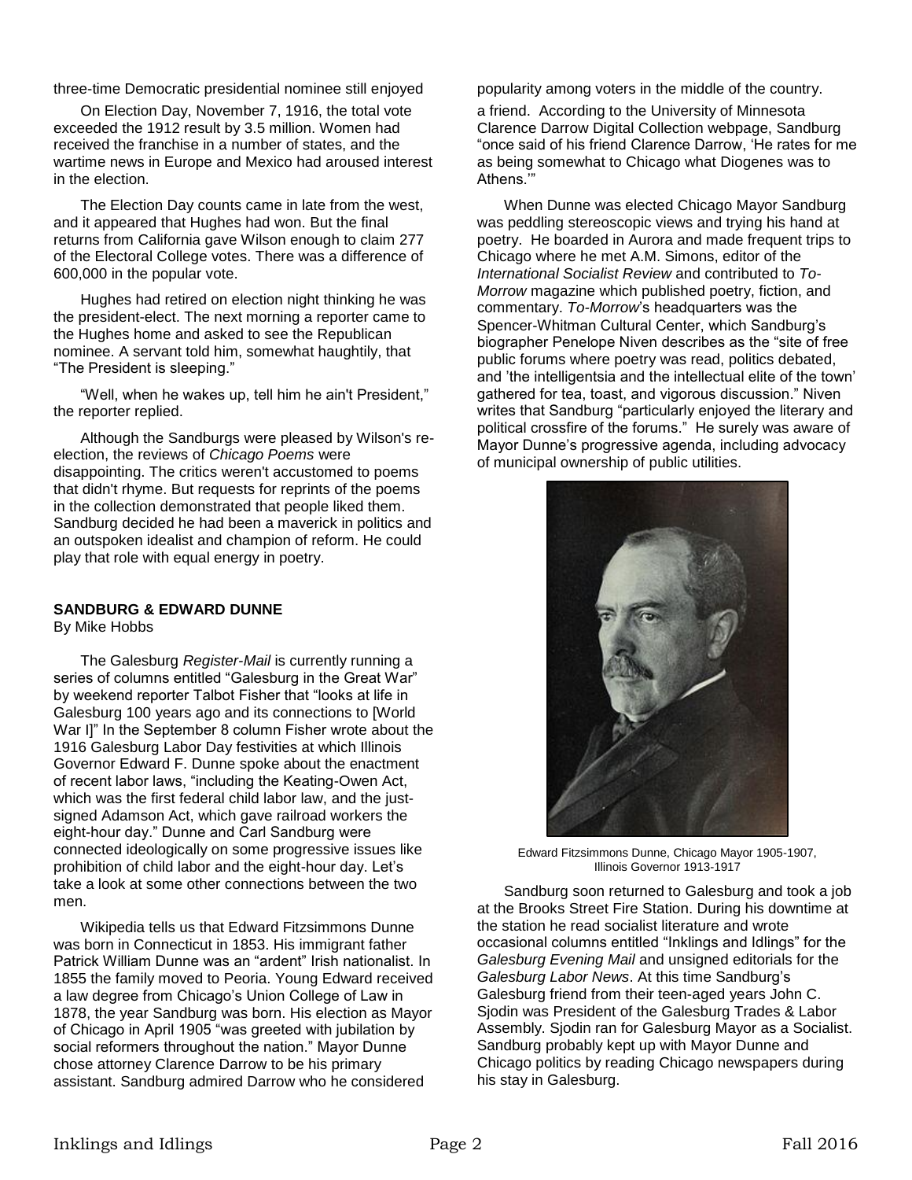three-time Democratic presidential nominee still enjoyed popularity among voters in the middle of the country.

On Election Day, November 7, 1916, the total vote exceeded the 1912 result by 3.5 million. Women had received the franchise in a number of states, and the wartime news in Europe and Mexico had aroused interest in the election.

The Election Day counts came in late from the west, and it appeared that Hughes had won. But the final returns from California gave Wilson enough to claim 277 of the Electoral College votes. There was a difference of 600,000 in the popular vote.

Hughes had retired on election night thinking he was the president-elect. The next morning a reporter came to the Hughes home and asked to see the Republican nominee. A servant told him, somewhat haughtily, that "The President is sleeping."

"Well, when he wakes up, tell him he ain't President," the reporter replied.

Although the Sandburgs were pleased by Wilson's re-election, the reviews of *Chicago Poems* were disappointing. The critics weren't accustomed to poems that didn't rhyme. But requests for reprints of the poems in the collection demonstrated that people liked them. Sandburg decided he had been a maverick in politics and an outspoken idealist and champion of reform. He could play that role with equal energy in poetry.

**SANDBURG & EDWARD DUNNE**

By Mike Hobbs

The Galesburg *Register-Mail* is currently running a series of columns entitled "Galesburg in the Great War" by weekend reporter Talbot Fisher that "looks at life in Galesburg 100 years ago and its connections to [World War I]" In the September 8 column Fisher wrote about the 1916 Galesburg Labor Day festivities at which Illinois Governor Edward F. Dunne spoke about the enactment of recent labor laws, "including the Keating-Owen Act, which was the first federal child labor law, and the just-signed Adamson Act, which gave railroad workers the eight-hour day." Dunne and Carl Sandburg were connected ideologically on some progressive issues like prohibition of child labor and the eight-hour day. Let's take a look at some other connections between the two men.

Wikipedia tells us that Edward Fitzsimmons Dunne was born in Connecticut in 1853. His immigrant father Patrick William Dunne was an "ardent" Irish nationalist. In 1855 the family moved to Peoria. Young Edward received a law degree from Chicago's Union College of Law in 1878, the year Sandburg was born. His election as Mayor of Chicago in April 1905 "was greeted with jubilation by social reformers throughout the nation." Mayor Dunne chose attorney Clarence Darrow to be his primary assistant. Sandburg admired Darrow who he considered a friend. According to the University of Minnesota Clarence Darrow Digital Collection webpage, Sandburg "once said of his friend Clarence Darrow, 'He rates for me as being somewhat to Chicago what Diogenes was to Athens.'"

When Dunne was elected Chicago Mayor Sandburg was peddling stereoscopic views and trying his hand at poetry. He boarded in Aurora and made frequent trips to Chicago where he met A.M. Simons, editor of the *International Socialist Review* and contributed to *To-Morrow* magazine which published poetry, fiction, and commentary. *To-Morrow*'s headquarters was the Spencer-Whitman Cultural Center, which Sandburg's biographer Penelope Niven describes as the "site of free public forums where poetry was read, politics debated, and 'the intelligentsia and the intellectual elite of the town' gathered for tea, toast, and vigorous discussion." Niven writes that Sandburg "particularly enjoyed the literary and political crossfire of the forums." He surely was aware of Mayor Dunne's progressive agenda, including advocacy of municipal ownership of public utilities.

Edward Fitzsimmons Dunne, Chicago Mayor 1905-1907, Illinois Governor 1913-1917

Sandburg soon returned to Galesburg and took a job at the Brooks Street Fire Station. During his downtime at the station he read socialist literature and wrote occasional columns entitled "Inklings and Idlings" for the *Galesburg Evening Mail* and unsigned editorials for the *Galesburg Labor News*. At this time Sandburg's Galesburg friend from their teen-aged years John C. Sjodin was President of the Galesburg Trades & Labor Assembly. Sjodin ran for Galesburg Mayor as a Socialist. Sandburg probably kept up with Mayor Dunne and Chicago politics by reading Chicago newspapers during his stay in Galesburg.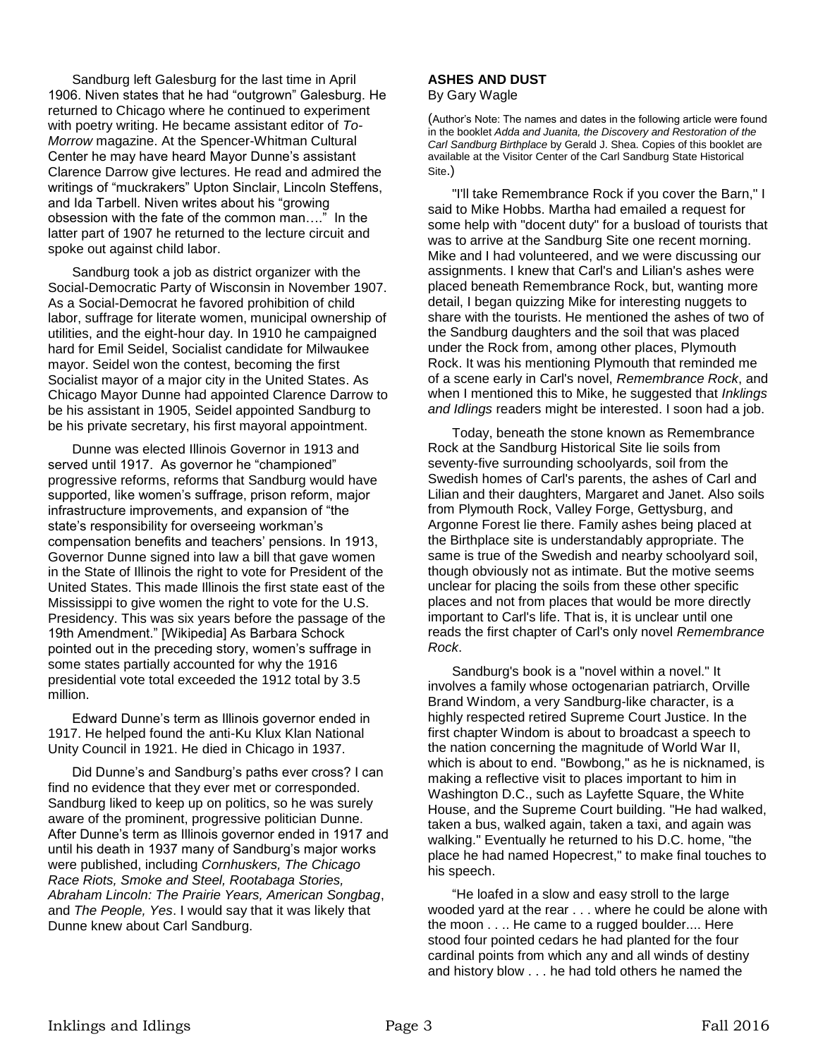Sandburg left Galesburg for the last time in April 1906. Niven states that he had "outgrown" Galesburg. He returned to Chicago where he continued to experiment with poetry writing. He became assistant editor of *To-Morrow* magazine. At the Spencer-Whitman Cultural Center he may have heard Mayor Dunne's assistant Clarence Darrow give lectures. He read and admired the writings of "muckrakers" Upton Sinclair, Lincoln Steffens, and Ida Tarbell. Niven writes about his "growing obsession with the fate of the common man…." In the latter part of 1907 he returned to the lecture circuit and spoke out against child labor.

Sandburg took a job as district organizer with the Social-Democratic Party of Wisconsin in November 1907. As a Social-Democrat he favored prohibition of child labor, suffrage for literate women, municipal ownership of utilities, and the eight-hour day. In 1910 he campaigned hard for Emil Seidel, Socialist candidate for Milwaukee mayor. Seidel won the contest, becoming the first Socialist mayor of a major city in the United States. As Chicago Mayor Dunne had appointed Clarence Darrow to be his assistant in 1905, Seidel appointed Sandburg to be his private secretary, his first mayoral appointment.

Dunne was elected Illinois Governor in 1913 and served until 1917. As governor he "championed" progressive reforms, reforms that Sandburg would have supported, like women's suffrage, prison reform, major infrastructure improvements, and expansion of "the state's responsibility for overseeing workman's compensation benefits and teachers' pensions. In 1913, Governor Dunne signed into law a bill that gave women in the State of Illinois the right to vote for President of the United States. This made Illinois the first state east of the Mississippi to give women the right to vote for the U.S. Presidency. This was six years before the passage of the 19th Amendment." [Wikipedia] As Barbara Schock pointed out in the preceding story, women's suffrage in some states partially accounted for why the 1916 presidential vote total exceeded the 1912 total by 3.5 million.

Edward Dunne's term as Illinois governor ended in 1917. He helped found the anti-Ku Klux Klan National Unity Council in 1921. He died in Chicago in 1937.

Did Dunne's and Sandburg's paths ever cross? I can find no evidence that they ever met or corresponded. Sandburg liked to keep up on politics, so he was surely aware of the prominent, progressive politician Dunne. After Dunne's term as Illinois governor ended in 1917 and until his death in 1937 many of Sandburg's major works were published, including *Cornhuskers, The Chicago Race Riots, Smoke and Steel, Rootabaga Stories, Abraham Lincoln: The Prairie Years, American Songbag*, and *The People, Yes*. I would say that it was likely that Dunne knew about Carl Sandburg.

## ASHES AND DUST

By Gary Wagle

(Author's Note: The names and dates in the following article were found in the booklet *Adda and Juanita, the Discovery and Restoration of the Carl Sandburg Birthplace* by Gerald J. Shea. Copies of this booklet are available at the Visitor Center of the Carl Sandburg State Historical Site.)

"I'll take Remembrance Rock if you cover the Barn," I said to Mike Hobbs. Martha had emailed a request for some help with "docent duty" for a busload of tourists that was to arrive at the Sandburg Site one recent morning. Mike and I had volunteered, and we were discussing our assignments. I knew that Carl's and Lilian's ashes were placed beneath Remembrance Rock, but, wanting more detail, I began quizzing Mike for interesting nuggets to share with the tourists. He mentioned the ashes of two of the Sandburg daughters and the soil that was placed under the Rock from, among other places, Plymouth Rock. It was his mentioning Plymouth that reminded me of a scene early in Carl's novel, *Remembrance Rock*, and when I mentioned this to Mike, he suggested that *Inklings and Idlings* readers might be interested. I soon had a job.

Today, beneath the stone known as Remembrance Rock at the Sandburg Historical Site lie soils from seventy-five surrounding schoolyards, soil from the Swedish homes of Carl's parents, the ashes of Carl and Lilian and their daughters, Margaret and Janet. Also soils from Plymouth Rock, Valley Forge, Gettysburg, and Argonne Forest lie there. Family ashes being placed at the Birthplace site is understandably appropriate. The same is true of the Swedish and nearby schoolyard soil, though obviously not as intimate. But the motive seems unclear for placing the soils from these other specific places and not from places that would be more directly important to Carl's life. That is, it is unclear until one reads the first chapter of Carl's only novel *Remembrance Rock*.

Sandburg's book is a "novel within a novel." It involves a family whose octogenarian patriarch, Orville Brand Windom, a very Sandburg-like character, is a highly respected retired Supreme Court Justice. In the first chapter Windom is about to broadcast a speech to the nation concerning the magnitude of World War II, which is about to end. "Bowbong," as he is nicknamed, is making a reflective visit to places important to him in Washington D.C., such as Layfette Square, the White House, and the Supreme Court building. "He had walked, taken a bus, walked again, taken a taxi, and again was walking." Eventually he returned to his D.C. home, "the place he had named Hopecrest," to make final touches to his speech.

"He loafed in a slow and easy stroll to the large wooded yard at the rear . . . where he could be alone with the moon . . .. He came to a rugged boulder.... Here stood four pointed cedars he had planted for the four cardinal points from which any and all winds of destiny and history blow . . . he had told others he named the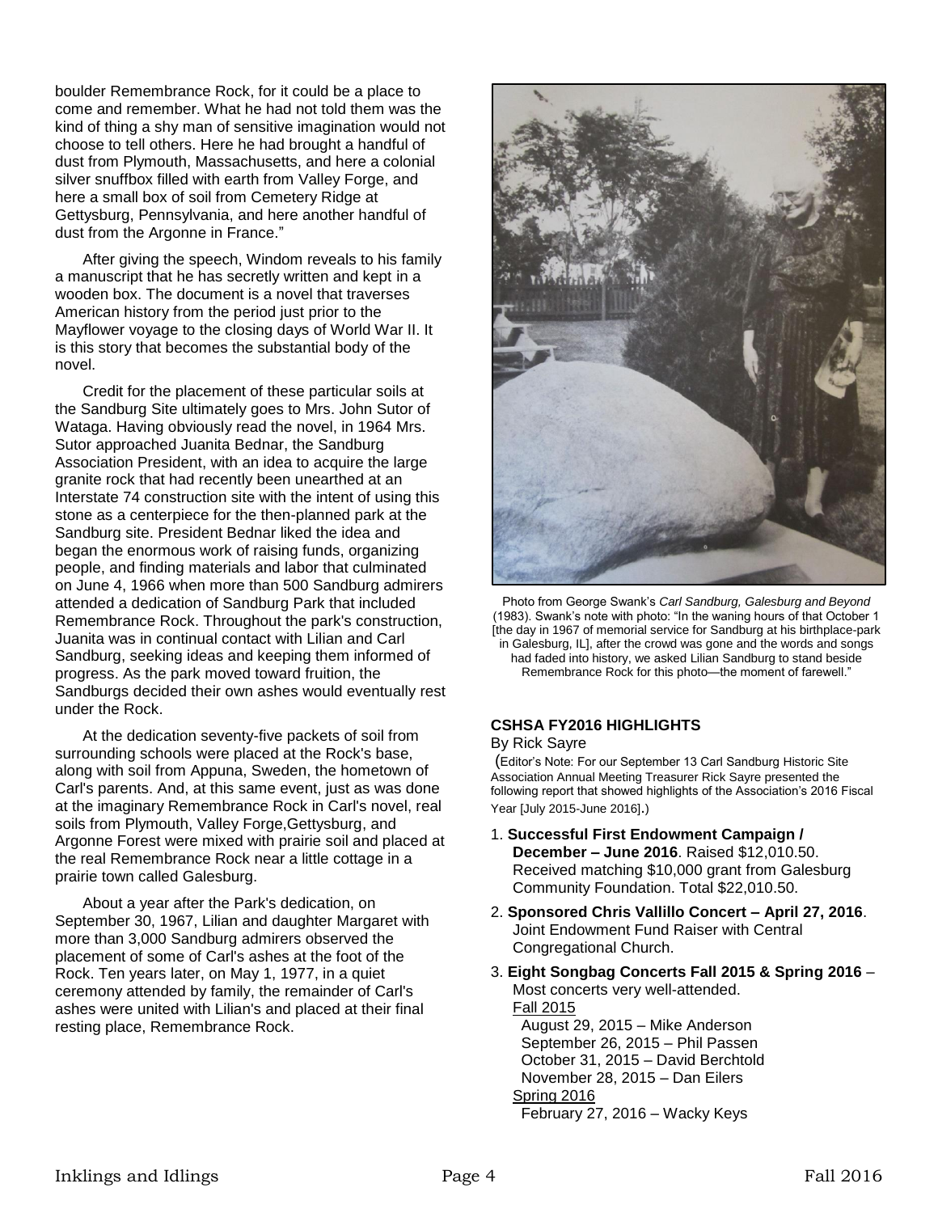boulder Remembrance Rock, for it could be a place to come and remember. What he had not told them was the kind of thing a shy man of sensitive imagination would not choose to tell others. Here he had brought a handful of dust from Plymouth, Massachusetts, and here a colonial silver snuffbox filled with earth from Valley Forge, and here a small box of soil from Cemetery Ridge at Gettysburg, Pennsylvania, and here another handful of dust from the Argonne in France."

After giving the speech, Windom reveals to his family a manuscript that he has secretly written and kept in a wooden box. The document is a novel that traverses American history from the period just prior to the Mayflower voyage to the closing days of World War II. It is this story that becomes the substantial body of the novel.

Credit for the placement of these particular soils at the Sandburg Site ultimately goes to Mrs. John Sutor of Wataga. Having obviously read the novel, in 1964 Mrs. Sutor approached Juanita Bednar, the Sandburg Association President, with an idea to acquire the large granite rock that had recently been unearthed at an Interstate 74 construction site with the intent of using this stone as a centerpiece for the then-planned park at the Sandburg site. President Bednar liked the idea and began the enormous work of raising funds, organizing people, and finding materials and labor that culminated on June 4, 1966 when more than 500 Sandburg admirers attended a dedication of Sandburg Park that included Remembrance Rock. Throughout the park's construction, Juanita was in continual contact with Lilian and Carl Sandburg, seeking ideas and keeping them informed of progress. As the park moved toward fruition, the Sandburgs decided their own ashes would eventually rest under the Rock.

At the dedication seventy-five packets of soil from surrounding schools were placed at the Rock's base, along with soil from Appuna, Sweden, the hometown of Carl's parents. And, at this same event, just as was done at the imaginary Remembrance Rock in Carl's novel, real soils from Plymouth, Valley Forge,Gettysburg, and Argonne Forest were mixed with prairie soil and placed at the real Remembrance Rock near a little cottage in a prairie town called Galesburg.

About a year after the Park's dedication, on September 30, 1967, Lilian and daughter Margaret with more than 3,000 Sandburg admirers observed the placement of some of Carl's ashes at the foot of the Rock. Ten years later, on May 1, 1977, in a quiet ceremony attended by family, the remainder of Carl's ashes were united with Lilian's and placed at their final resting place, Remembrance Rock.

Photo from George Swank's *Carl Sandburg, Galesburg and Beyond* (1983). Swank's note with photo: "In the waning hours of that October 1 [the day in 1967 of memorial service for Sandburg at his birthplace-park in Galesburg, IL], after the crowd was gone and the words and songs had faded into history, we asked Lilian Sandburg to stand beside Remembrance Rock for this photo—the moment of farewell."

### CSHSA FY2016 HIGHLIGHTS

By Rick Sayre

(Editor's Note: For our September 13 Carl Sandburg Historic Site Association Annual Meeting Treasurer Rick Sayre presented the following report that showed highlights of the Association's 2016 Fiscal Year [July 2015-June 2016].)

1. **Successful First Endowment Campaign / December – June 2016**. Raised $12,010.50. Received matching $10,000 grant from Galesburg Community Foundation. Total $22,010.50.
2. **Sponsored Chris Vallillo Concert – April 27, 2016**. Joint Endowment Fund Raiser with Central Congregational Church.
3. **Eight Songbag Concerts Fall 2015 & Spring 2016** – Most concerts very well-attended.
   Fall 2015
   August 29, 2015 – Mike Anderson
   September 26, 2015 – Phil Passen
   October 31, 2015 – David Berchtold
   November 28, 2015 – Dan Eilers
   Spring 2016
   February 27, 2016 – Wacky Keys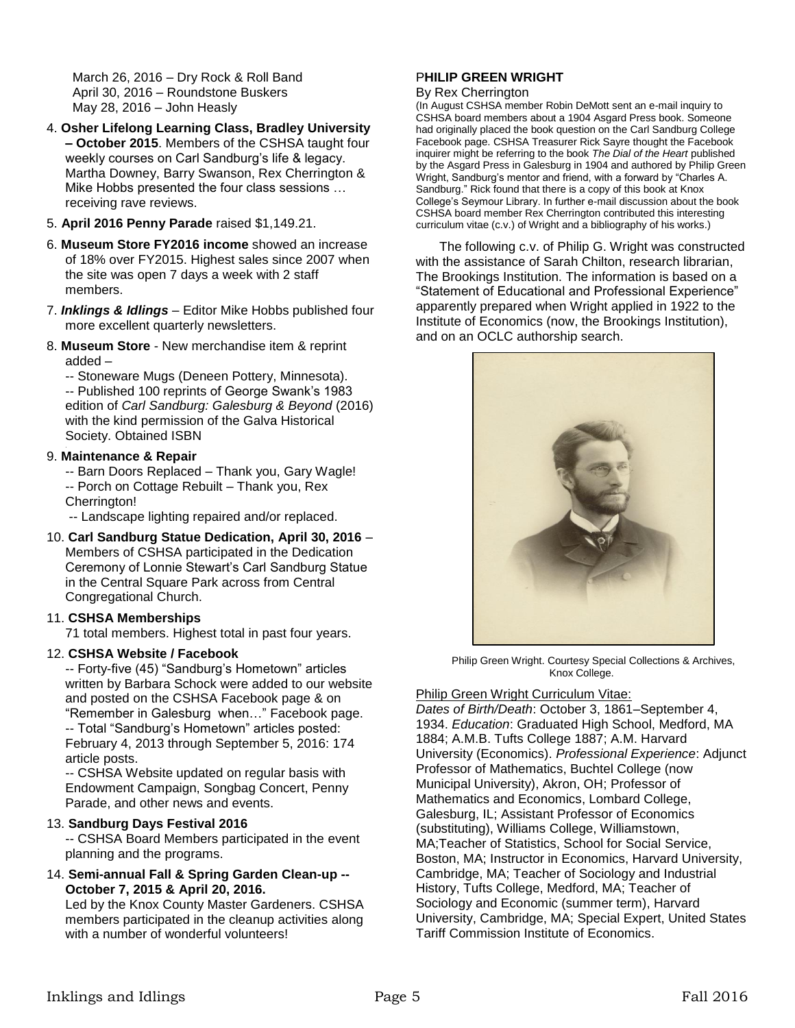March 26, 2016 – Dry Rock & Roll Band
April 30, 2016 – Roundstone Buskers
May 28, 2016 – John Heasly

4. **Osher Lifelong Learning Class, Bradley University – October 2015**. Members of the CSHSA taught four weekly courses on Carl Sandburg's life & legacy. Martha Downey, Barry Swanson, Rex Cherrington & Mike Hobbs presented the four class sessions … receiving rave reviews.

5. **April 2016 Penny Parade** raised $1,149.21.

6. **Museum Store FY2016 income** showed an increase of 18% over FY2015. Highest sales since 2007 when the site was open 7 days a week with 2 staff members.

7. ***Inklings & Idlings*** – Editor Mike Hobbs published four more excellent quarterly newsletters.

8. **Museum Store** - New merchandise item & reprint added –
   -- Stoneware Mugs (Deneen Pottery, Minnesota).
   -- Published 100 reprints of George Swank's 1983 edition of *Carl Sandburg: Galesburg & Beyond* (2016) with the kind permission of the Galva Historical Society. Obtained ISBN

9. **Maintenance & Repair**
   -- Barn Doors Replaced – Thank you, Gary Wagle!
   -- Porch on Cottage Rebuilt – Thank you, Rex Cherrington!
   -- Landscape lighting repaired and/or replaced.

10. **Carl Sandburg Statue Dedication, April 30, 2016** – Members of CSHSA participated in the Dedication Ceremony of Lonnie Stewart's Carl Sandburg Statue in the Central Square Park across from Central Congregational Church.

11. **CSHSA Memberships**
    71 total members. Highest total in past four years.

12. **CSHSA Website / Facebook**
    -- Forty-five (45) "Sandburg's Hometown" articles written by Barbara Schock were added to our website and posted on the CSHSA Facebook page & on "Remember in Galesburg when…" Facebook page.
    -- Total "Sandburg's Hometown" articles posted: February 4, 2013 through September 5, 2016: 174 article posts.
    -- CSHSA Website updated on regular basis with Endowment Campaign, Songbag Concert, Penny Parade, and other news and events.

13. **Sandburg Days Festival 2016**
    -- CSHSA Board Members participated in the event planning and the programs.

14. **Semi-annual Fall & Spring Garden Clean-up -- October 7, 2015 & April 20, 2016.**
    Led by the Knox County Master Gardeners. CSHSA members participated in the cleanup activities along with a number of wonderful volunteers!

## PHILIP GREEN WRIGHT

By Rex Cherrington

(In August CSHSA member Robin DeMott sent an e-mail inquiry to CSHSA board members about a 1904 Asgard Press book. Someone had originally placed the book question on the Carl Sandburg College Facebook page. CSHSA Treasurer Rick Sayre thought the Facebook inquirer might be referring to the book *The Dial of the Heart* published by the Asgard Press in Galesburg in 1904 and authored by Philip Green Wright, Sandburg's mentor and friend, with a forward by "Charles A. Sandburg." Rick found that there is a copy of this book at Knox College's Seymour Library. In further e-mail discussion about the book CSHSA board member Rex Cherrington contributed this interesting curriculum vitae (c.v.) of Wright and a bibliography of his works.)

The following c.v. of Philip G. Wright was constructed with the assistance of Sarah Chilton, research librarian, The Brookings Institution. The information is based on a "Statement of Educational and Professional Experience" apparently prepared when Wright applied in 1922 to the Institute of Economics (now, the Brookings Institution), and on an OCLC authorship search.

Philip Green Wright. Courtesy Special Collections & Archives, Knox College.

Philip Green Wright Curriculum Vitae:

*Dates of Birth/Death*: October 3, 1861–September 4, 1934. *Education*: Graduated High School, Medford, MA 1884; A.M.B. Tufts College 1887; A.M. Harvard University (Economics). *Professional Experience*: Adjunct Professor of Mathematics, Buchtel College (now Municipal University), Akron, OH; Professor of Mathematics and Economics, Lombard College, Galesburg, IL; Assistant Professor of Economics (substituting), Williams College, Williamstown, MA;Teacher of Statistics, School for Social Service, Boston, MA; Instructor in Economics, Harvard University, Cambridge, MA; Teacher of Sociology and Industrial History, Tufts College, Medford, MA; Teacher of Sociology and Economic (summer term), Harvard University, Cambridge, MA; Special Expert, United States Tariff Commission Institute of Economics.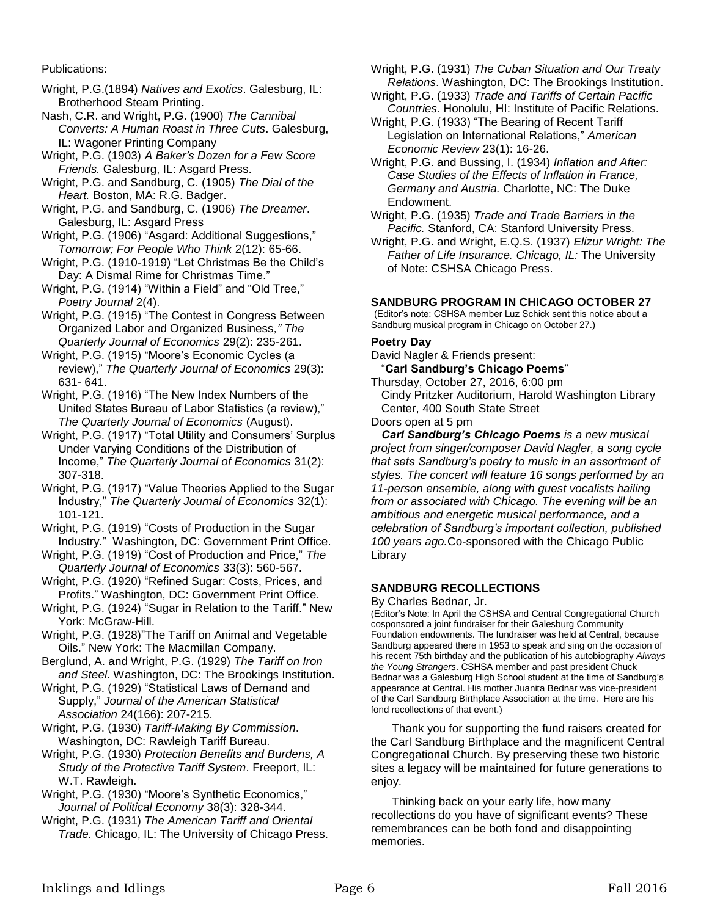Publications:

Wright, P.G.(1894) *Natives and Exotics*. Galesburg, IL: Brotherhood Steam Printing.

Nash, C.R. and Wright, P.G. (1900) *The Cannibal Converts: A Human Roast in Three Cuts*. Galesburg, IL: Wagoner Printing Company

Wright, P.G. (1903) *A Baker's Dozen for a Few Score Friends.* Galesburg, IL: Asgard Press.

Wright, P.G. and Sandburg, C. (1905) *The Dial of the Heart.* Boston, MA: R.G. Badger.

Wright, P.G. and Sandburg, C. (1906) *The Dreamer*. Galesburg, IL: Asgard Press

Wright, P.G. (1906) "Asgard: Additional Suggestions," *Tomorrow; For People Who Think* 2(12): 65-66.

Wright, P.G. (1910-1919) "Let Christmas Be the Child's Day: A Dismal Rime for Christmas Time."

Wright, P.G. (1914) "Within a Field" and "Old Tree," *Poetry Journal* 2(4).

Wright, P.G. (1915) "The Contest in Congress Between Organized Labor and Organized Business,*" The Quarterly Journal of Economics* 29(2): 235-261.

Wright, P.G. (1915) "Moore's Economic Cycles (a review)," *The Quarterly Journal of Economics* 29(3): 631- 641.

Wright, P.G. (1916) "The New Index Numbers of the United States Bureau of Labor Statistics (a review)," *The Quarterly Journal of Economics* (August).

Wright, P.G. (1917) "Total Utility and Consumers' Surplus Under Varying Conditions of the Distribution of Income," *The Quarterly Journal of Economics* 31(2): 307-318.

Wright, P.G. (1917) "Value Theories Applied to the Sugar Industry," *The Quarterly Journal of Economics* 32(1): 101-121.

Wright, P.G. (1919) "Costs of Production in the Sugar Industry." Washington, DC: Government Print Office.

Wright, P.G. (1919) "Cost of Production and Price," *The Quarterly Journal of Economics* 33(3): 560-567.

Wright, P.G. (1920) "Refined Sugar: Costs, Prices, and Profits." Washington, DC: Government Print Office.

Wright, P.G. (1924) "Sugar in Relation to the Tariff." New York: McGraw-Hill.

Wright, P.G. (1928)"The Tariff on Animal and Vegetable Oils." New York: The Macmillan Company.

Berglund, A. and Wright, P.G. (1929) *The Tariff on Iron and Steel*. Washington, DC: The Brookings Institution.

Wright, P.G. (1929) "Statistical Laws of Demand and Supply," *Journal of the American Statistical Association* 24(166): 207-215.

Wright, P.G. (1930) *Tariff-Making By Commission*. Washington, DC: Rawleigh Tariff Bureau.

Wright, P.G. (1930) *Protection Benefits and Burdens, A Study of the Protective Tariff System*. Freeport, IL: W.T. Rawleigh.

Wright, P.G. (1930) "Moore's Synthetic Economics," *Journal of Political Economy* 38(3): 328-344.

Wright, P.G. (1931) *The American Tariff and Oriental Trade.* Chicago, IL: The University of Chicago Press.

Wright, P.G. (1931) *The Cuban Situation and Our Treaty Relations*. Washington, DC: The Brookings Institution.

Wright, P.G. (1933) *Trade and Tariffs of Certain Pacific Countries.* Honolulu, HI: Institute of Pacific Relations.

Wright, P.G. (1933) "The Bearing of Recent Tariff Legislation on International Relations," *American Economic Review* 23(1): 16-26.

Wright, P.G. and Bussing, I. (1934) *Inflation and After: Case Studies of the Effects of Inflation in France, Germany and Austria.* Charlotte, NC: The Duke Endowment.

Wright, P.G. (1935) *Trade and Trade Barriers in the Pacific.* Stanford, CA: Stanford University Press.

Wright, P.G. and Wright, E.Q.S. (1937) *Elizur Wright: The Father of Life Insurance. Chicago, IL:* The University of Note: CSHSA Chicago Press.

## SANDBURG PROGRAM IN CHICAGO OCTOBER 27

(Editor's note: CSHSA member Luz Schick sent this notice about a Sandburg musical program in Chicago on October 27.)

### Poetry Day

David Nagler & Friends present:
"**Carl Sandburg's Chicago Poems**"
Thursday, October 27, 2016, 6:00 pm
Cindy Pritzker Auditorium, Harold Washington Library Center, 400 South State Street
Doors open at 5 pm

***Carl Sandburg's Chicago Poems*** *is a new musical project from singer/composer David Nagler, a song cycle that sets Sandburg's poetry to music in an assortment of styles. The concert will feature 16 songs performed by an 11-person ensemble, along with guest vocalists hailing from or associated with Chicago. The evening will be an ambitious and energetic musical performance, and a celebration of Sandburg's important collection, published 100 years ago.*Co-sponsored with the Chicago Public Library

## SANDBURG RECOLLECTIONS

By Charles Bednar, Jr.

(Editor's Note: In April the CSHSA and Central Congregational Church cosponsored a joint fundraiser for their Galesburg Community Foundation endowments. The fundraiser was held at Central, because Sandburg appeared there in 1953 to speak and sing on the occasion of his recent 75th birthday and the publication of his autobiography *Always the Young Strangers*. CSHSA member and past president Chuck Bednar was a Galesburg High School student at the time of Sandburg's appearance at Central. His mother Juanita Bednar was vice-president of the Carl Sandburg Birthplace Association at the time. Here are his fond recollections of that event.)

Thank you for supporting the fund raisers created for the Carl Sandburg Birthplace and the magnificent Central Congregational Church. By preserving these two historic sites a legacy will be maintained for future generations to enjoy.

Thinking back on your early life, how many recollections do you have of significant events? These remembrances can be both fond and disappointing memories.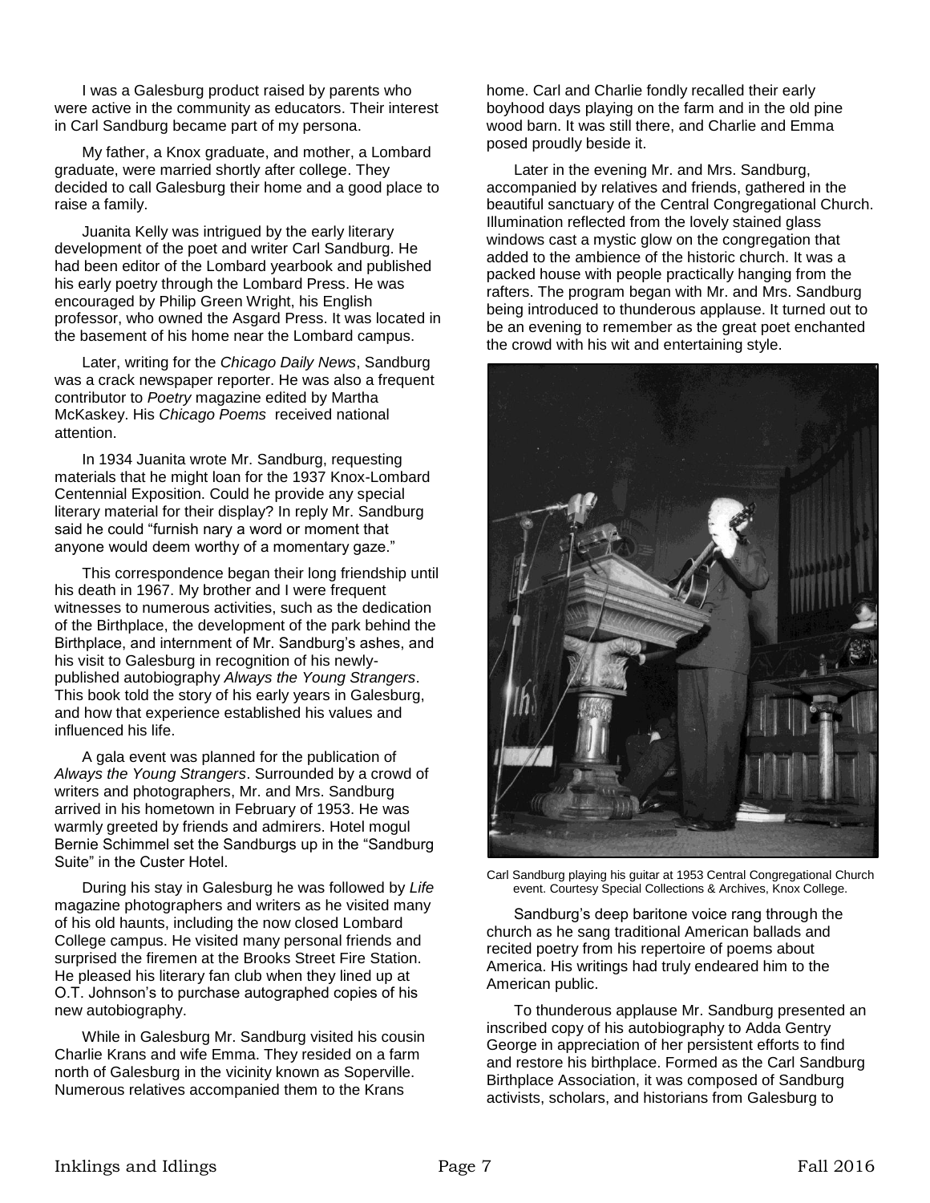I was a Galesburg product raised by parents who were active in the community as educators. Their interest in Carl Sandburg became part of my persona.

My father, a Knox graduate, and mother, a Lombard graduate, were married shortly after college. They decided to call Galesburg their home and a good place to raise a family.

Juanita Kelly was intrigued by the early literary development of the poet and writer Carl Sandburg. He had been editor of the Lombard yearbook and published his early poetry through the Lombard Press. He was encouraged by Philip Green Wright, his English professor, who owned the Asgard Press. It was located in the basement of his home near the Lombard campus.

Later, writing for the *Chicago Daily News*, Sandburg was a crack newspaper reporter. He was also a frequent contributor to *Poetry* magazine edited by Martha McKaskey. His *Chicago Poems* received national attention.

In 1934 Juanita wrote Mr. Sandburg, requesting materials that he might loan for the 1937 Knox-Lombard Centennial Exposition. Could he provide any special literary material for their display? In reply Mr. Sandburg said he could "furnish nary a word or moment that anyone would deem worthy of a momentary gaze."

This correspondence began their long friendship until his death in 1967. My brother and I were frequent witnesses to numerous activities, such as the dedication of the Birthplace, the development of the park behind the Birthplace, and internment of Mr. Sandburg's ashes, and his visit to Galesburg in recognition of his newly-published autobiography *Always the Young Strangers*. This book told the story of his early years in Galesburg, and how that experience established his values and influenced his life.

A gala event was planned for the publication of *Always the Young Strangers*. Surrounded by a crowd of writers and photographers, Mr. and Mrs. Sandburg arrived in his hometown in February of 1953. He was warmly greeted by friends and admirers. Hotel mogul Bernie Schimmel set the Sandburgs up in the "Sandburg Suite" in the Custer Hotel.

During his stay in Galesburg he was followed by *Life* magazine photographers and writers as he visited many of his old haunts, including the now closed Lombard College campus. He visited many personal friends and surprised the firemen at the Brooks Street Fire Station. He pleased his literary fan club when they lined up at O.T. Johnson's to purchase autographed copies of his new autobiography.

While in Galesburg Mr. Sandburg visited his cousin Charlie Krans and wife Emma. They resided on a farm north of Galesburg in the vicinity known as Soperville. Numerous relatives accompanied them to the Krans home. Carl and Charlie fondly recalled their early boyhood days playing on the farm and in the old pine wood barn. It was still there, and Charlie and Emma posed proudly beside it.

Later in the evening Mr. and Mrs. Sandburg, accompanied by relatives and friends, gathered in the beautiful sanctuary of the Central Congregational Church. Illumination reflected from the lovely stained glass windows cast a mystic glow on the congregation that added to the ambience of the historic church. It was a packed house with people practically hanging from the rafters. The program began with Mr. and Mrs. Sandburg being introduced to thunderous applause. It turned out to be an evening to remember as the great poet enchanted the crowd with his wit and entertaining style.

Carl Sandburg playing his guitar at 1953 Central Congregational Church event. Courtesy Special Collections & Archives, Knox College.

Sandburg's deep baritone voice rang through the church as he sang traditional American ballads and recited poetry from his repertoire of poems about America. His writings had truly endeared him to the American public.

To thunderous applause Mr. Sandburg presented an inscribed copy of his autobiography to Adda Gentry George in appreciation of her persistent efforts to find and restore his birthplace. Formed as the Carl Sandburg Birthplace Association, it was composed of Sandburg activists, scholars, and historians from Galesburg to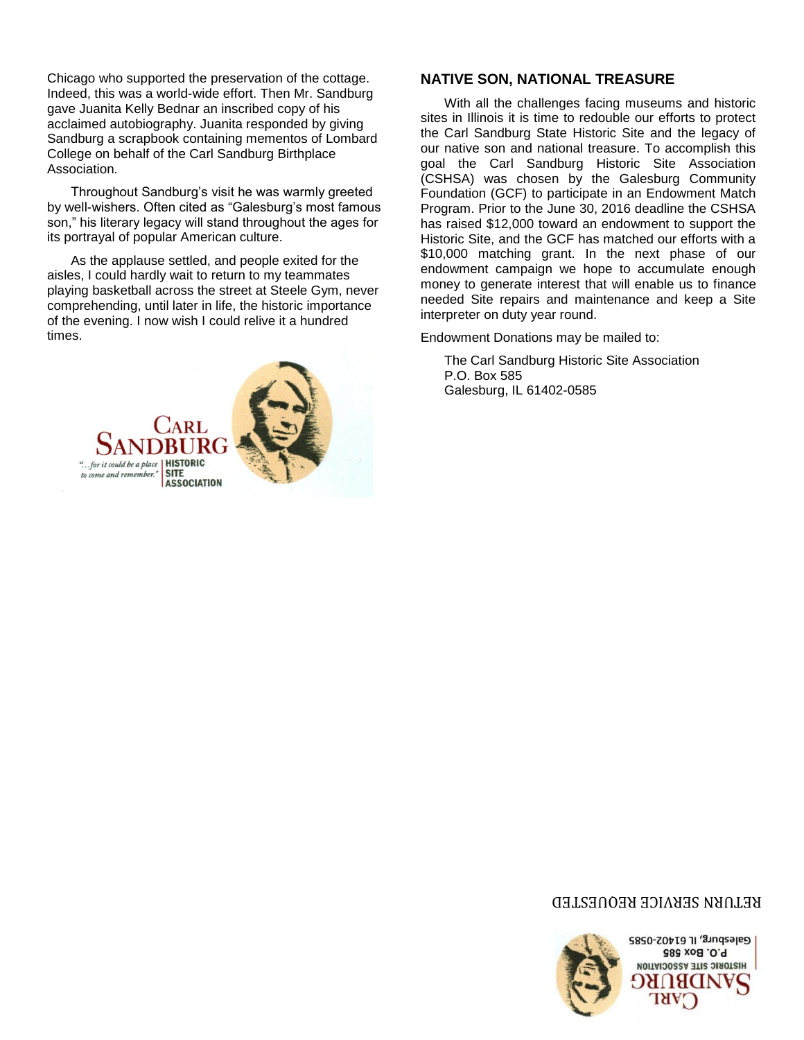Chicago who supported the preservation of the cottage. Indeed, this was a world-wide effort. Then Mr. Sandburg gave Juanita Kelly Bednar an inscribed copy of his acclaimed autobiography. Juanita responded by giving Sandburg a scrapbook containing mementos of Lombard College on behalf of the Carl Sandburg Birthplace Association.

Throughout Sandburg's visit he was warmly greeted by well-wishers. Often cited as "Galesburg's most famous son," his literary legacy will stand throughout the ages for its portrayal of popular American culture.

As the applause settled, and people exited for the aisles, I could hardly wait to return to my teammates playing basketball across the street at Steele Gym, never comprehending, until later in life, the historic importance of the evening. I now wish I could relive it a hundred times.

CARL SANDBURG

"...for it could be a place to come and remember." HISTORIC SITE ASSOCIATION

## NATIVE SON, NATIONAL TREASURE

With all the challenges facing museums and historic sites in Illinois it is time to redouble our efforts to protect the Carl Sandburg State Historic Site and the legacy of our native son and national treasure. To accomplish this goal the Carl Sandburg Historic Site Association (CSHSA) was chosen by the Galesburg Community Foundation (GCF) to participate in an Endowment Match Program. Prior to the June 30, 2016 deadline the CSHSA has raised $12,000 toward an endowment to support the Historic Site, and the GCF has matched our efforts with a $10,000 matching grant. In the next phase of our endowment campaign we hope to accumulate enough money to generate interest that will enable us to finance needed Site repairs and maintenance and keep a Site interpreter on duty year round.

Endowment Donations may be mailed to:

The Carl Sandburg Historic Site Association
P.O. Box 585
Galesburg, IL 61402-0585

RETURN SERVICE REQUESTED

CARL SANDBURG
HISTORIC SITE ASSOCIATION
P.O. Box 585
Galesburg, IL 61402-0585